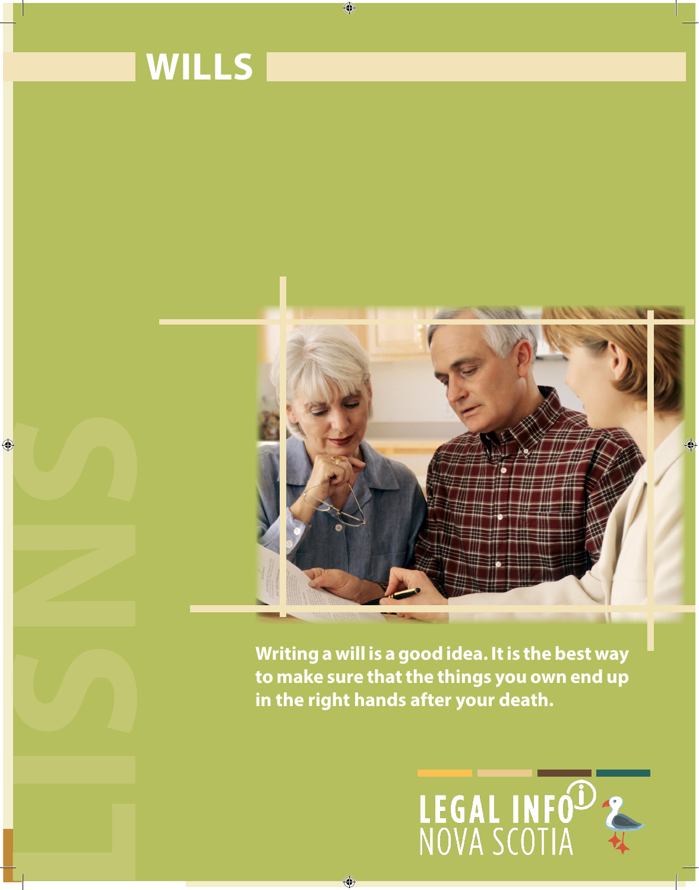# WILLS

**Writing a will is a good idea. It is the best way to make sure that the things you own end up in the right hands after your death.**

LEGAL INFO NOVA SCOTIA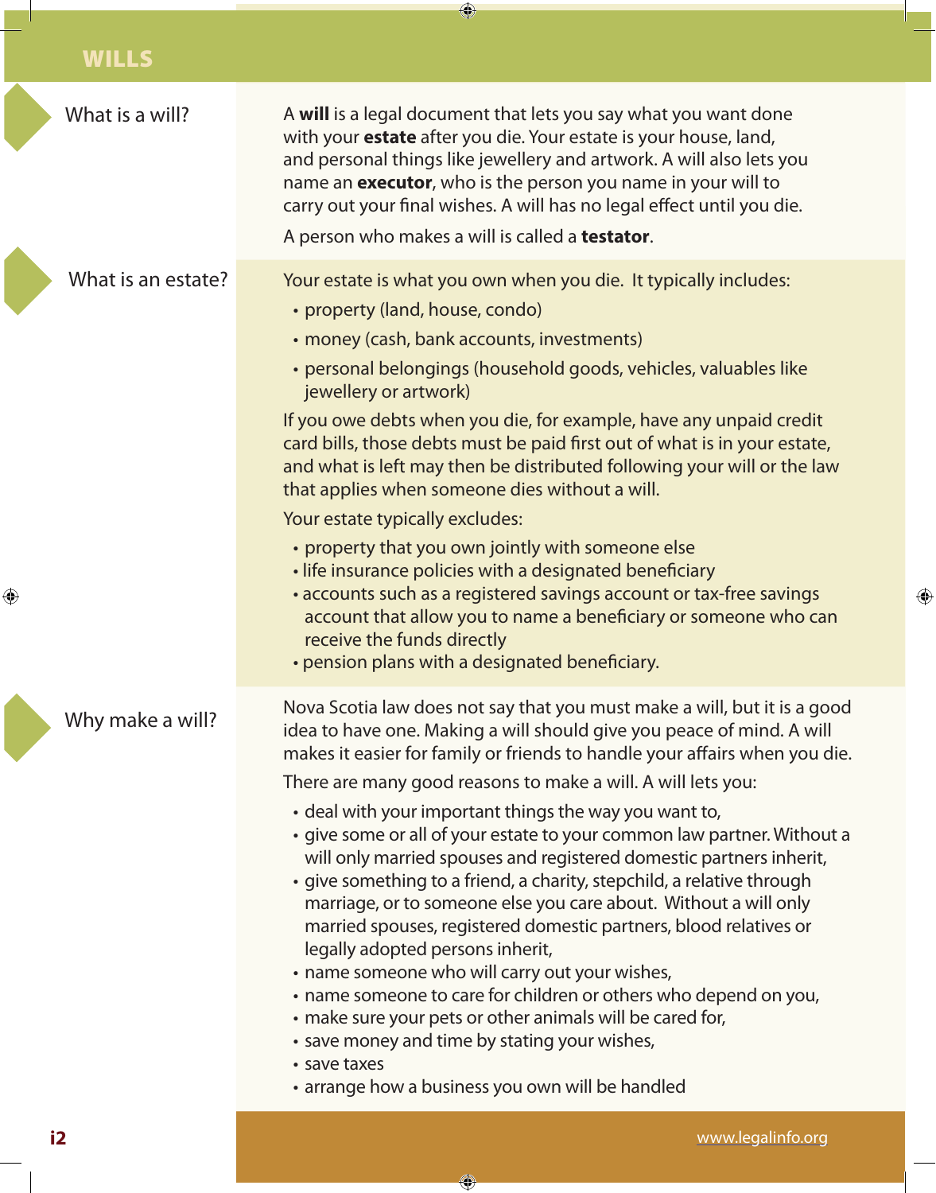# WILLS

## What is a will?

A **will** is a legal document that lets you say what you want done with your **estate** after you die. Your estate is your house, land, and personal things like jewellery and artwork. A will also lets you name an **executor**, who is the person you name in your will to carry out your final wishes. A will has no legal effect until you die.

A person who makes a will is called a **testator**.

## What is an estate?

Your estate is what you own when you die. It typically includes:

- property (land, house, condo)
- money (cash, bank accounts, investments)
- personal belongings (household goods, vehicles, valuables like jewellery or artwork)

If you owe debts when you die, for example, have any unpaid credit card bills, those debts must be paid first out of what is in your estate, and what is left may then be distributed following your will or the law that applies when someone dies without a will.

Your estate typically excludes:

- property that you own jointly with someone else
- life insurance policies with a designated beneficiary
- accounts such as a registered savings account or tax-free savings account that allow you to name a beneficiary or someone who can receive the funds directly
- pension plans with a designated beneficiary.

## Why make a will?

Nova Scotia law does not say that you must make a will, but it is a good idea to have one. Making a will should give you peace of mind. A will makes it easier for family or friends to handle your affairs when you die.

There are many good reasons to make a will. A will lets you:

- deal with your important things the way you want to,
- give some or all of your estate to your common law partner. Without a will only married spouses and registered domestic partners inherit,
- give something to a friend, a charity, stepchild, a relative through marriage, or to someone else you care about. Without a will only married spouses, registered domestic partners, blood relatives or legally adopted persons inherit,
- name someone who will carry out your wishes,
- name someone to care for children or others who depend on you,
- make sure your pets or other animals will be cared for,
- save money and time by stating your wishes,
- save taxes
- arrange how a business you own will be handled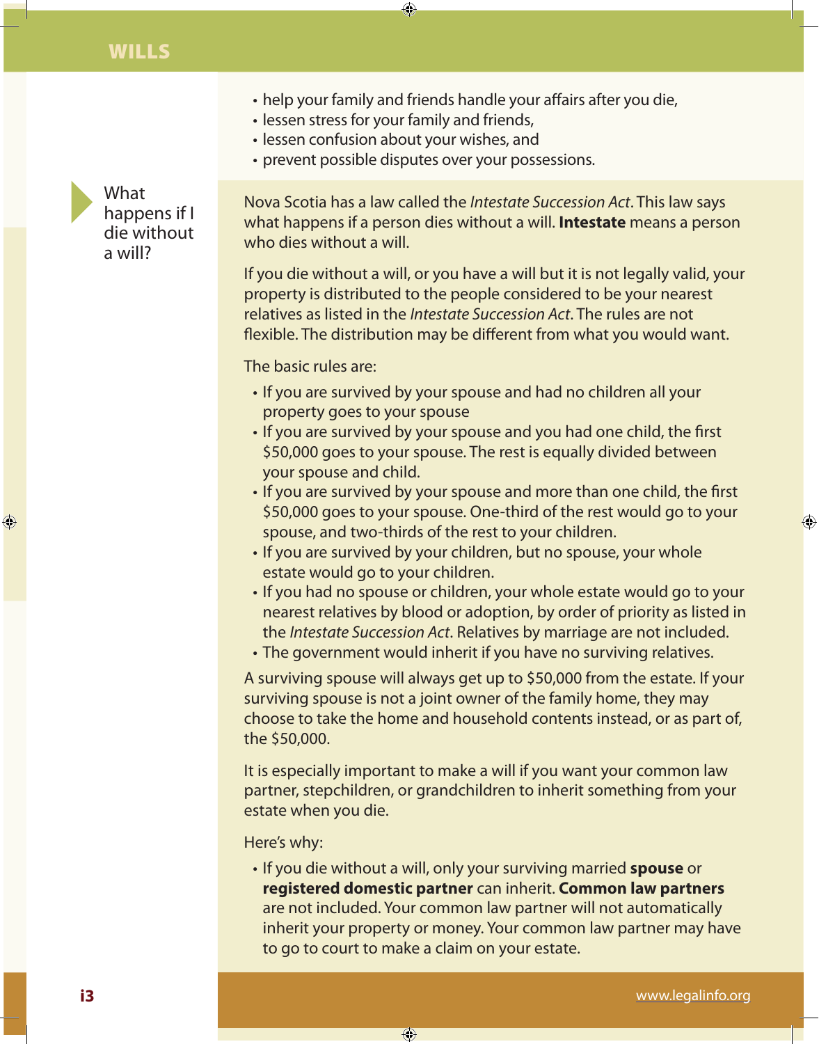- help your family and friends handle your affairs after you die,
- lessen stress for your family and friends,
- lessen confusion about your wishes, and
- prevent possible disputes over your possessions.

## What happens if I die without a will?

Nova Scotia has a law called the *Intestate Succession Act*. This law says what happens if a person dies without a will. **Intestate** means a person who dies without a will.

If you die without a will, or you have a will but it is not legally valid, your property is distributed to the people considered to be your nearest relatives as listed in the *Intestate Succession Act*. The rules are not flexible. The distribution may be different from what you would want.

The basic rules are:

- If you are survived by your spouse and had no children all your property goes to your spouse
- If you are survived by your spouse and you had one child, the first $50,000 goes to your spouse. The rest is equally divided between your spouse and child.
- If you are survived by your spouse and more than one child, the first $50,000 goes to your spouse. One-third of the rest would go to your spouse, and two-thirds of the rest to your children.
- If you are survived by your children, but no spouse, your whole estate would go to your children.
- If you had no spouse or children, your whole estate would go to your nearest relatives by blood or adoption, by order of priority as listed in the *Intestate Succession Act*. Relatives by marriage are not included.
- The government would inherit if you have no surviving relatives.

A surviving spouse will always get up to $50,000 from the estate. If your surviving spouse is not a joint owner of the family home, they may choose to take the home and household contents instead, or as part of, the $50,000.

It is especially important to make a will if you want your common law partner, stepchildren, or grandchildren to inherit something from your estate when you die.

Here's why:

- If you die without a will, only your surviving married **spouse** or **registered domestic partner** can inherit. **Common law partners** are not included. Your common law partner will not automatically inherit your property or money. Your common law partner may have to go to court to make a claim on your estate.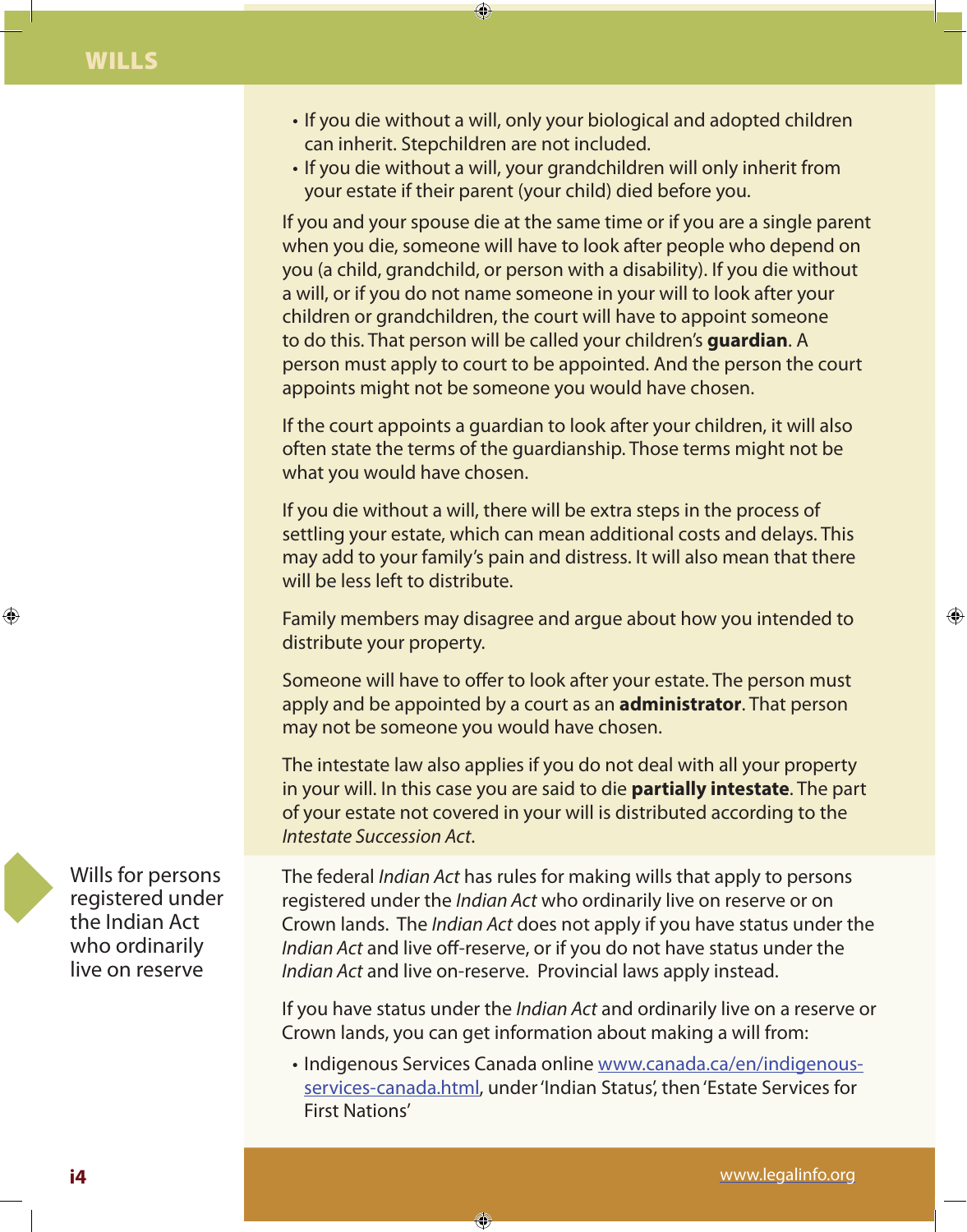- If you die without a will, only your biological and adopted children can inherit. Stepchildren are not included.
- If you die without a will, your grandchildren will only inherit from your estate if their parent (your child) died before you.

If you and your spouse die at the same time or if you are a single parent when you die, someone will have to look after people who depend on you (a child, grandchild, or person with a disability). If you die without a will, or if you do not name someone in your will to look after your children or grandchildren, the court will have to appoint someone to do this. That person will be called your children's **guardian**. A person must apply to court to be appointed. And the person the court appoints might not be someone you would have chosen.

If the court appoints a guardian to look after your children, it will also often state the terms of the guardianship. Those terms might not be what you would have chosen.

If you die without a will, there will be extra steps in the process of settling your estate, which can mean additional costs and delays. This may add to your family's pain and distress. It will also mean that there will be less left to distribute.

Family members may disagree and argue about how you intended to distribute your property.

Someone will have to offer to look after your estate. The person must apply and be appointed by a court as an **administrator**. That person may not be someone you would have chosen.

The intestate law also applies if you do not deal with all your property in your will. In this case you are said to die **partially intestate**. The part of your estate not covered in your will is distributed according to the *Intestate Succession Act*.

## Wills for persons registered under the Indian Act who ordinarily live on reserve

The federal *Indian Act* has rules for making wills that apply to persons registered under the *Indian Act* who ordinarily live on reserve or on Crown lands. The *Indian Act* does not apply if you have status under the *Indian Act* and live off-reserve, or if you do not have status under the *Indian Act* and live on-reserve. Provincial laws apply instead.

If you have status under the *Indian Act* and ordinarily live on a reserve or Crown lands, you can get information about making a will from:

- Indigenous Services Canada online www.canada.ca/en/indigenous-services-canada.html, under 'Indian Status', then 'Estate Services for First Nations'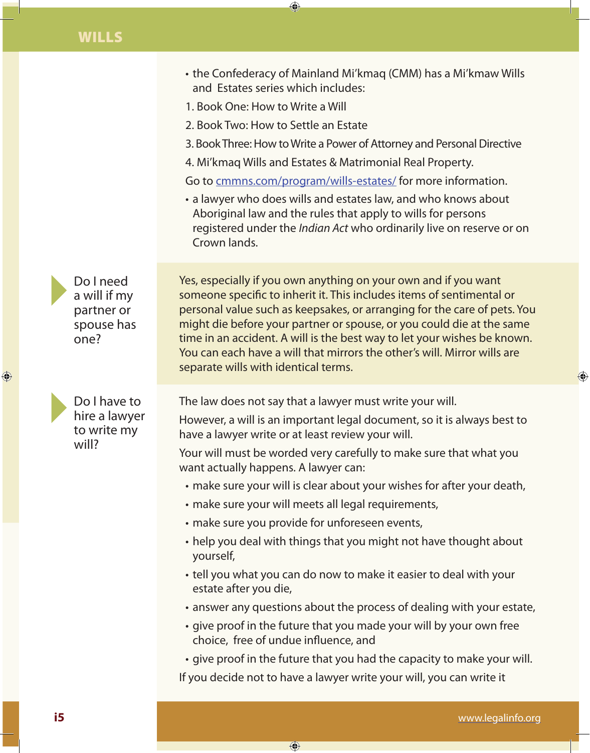- the Confederacy of Mainland Mi'kmaq (CMM) has a Mi'kmaw Wills and Estates series which includes:

1. Book One: How to Write a Will
2. Book Two: How to Settle an Estate
3. Book Three: How to Write a Power of Attorney and Personal Directive
4. Mi'kmaq Wills and Estates & Matrimonial Real Property.

Go to cmmns.com/program/wills-estates/ for more information.

- a lawyer who does wills and estates law, and who knows about Aboriginal law and the rules that apply to wills for persons registered under the *Indian Act* who ordinarily live on reserve or on Crown lands.

### Do I need a will if my partner or spouse has one?

Yes, especially if you own anything on your own and if you want someone specific to inherit it. This includes items of sentimental or personal value such as keepsakes, or arranging for the care of pets. You might die before your partner or spouse, or you could die at the same time in an accident. A will is the best way to let your wishes be known. You can each have a will that mirrors the other's will. Mirror wills are separate wills with identical terms.

### Do I have to hire a lawyer to write my will?

The law does not say that a lawyer must write your will.

However, a will is an important legal document, so it is always best to have a lawyer write or at least review your will.

Your will must be worded very carefully to make sure that what you want actually happens. A lawyer can:

- make sure your will is clear about your wishes for after your death,
- make sure your will meets all legal requirements,
- make sure you provide for unforeseen events,
- help you deal with things that you might not have thought about yourself,
- tell you what you can do now to make it easier to deal with your estate after you die,
- answer any questions about the process of dealing with your estate,
- give proof in the future that you made your will by your own free choice, free of undue influence, and
- give proof in the future that you had the capacity to make your will.

If you decide not to have a lawyer write your will, you can write it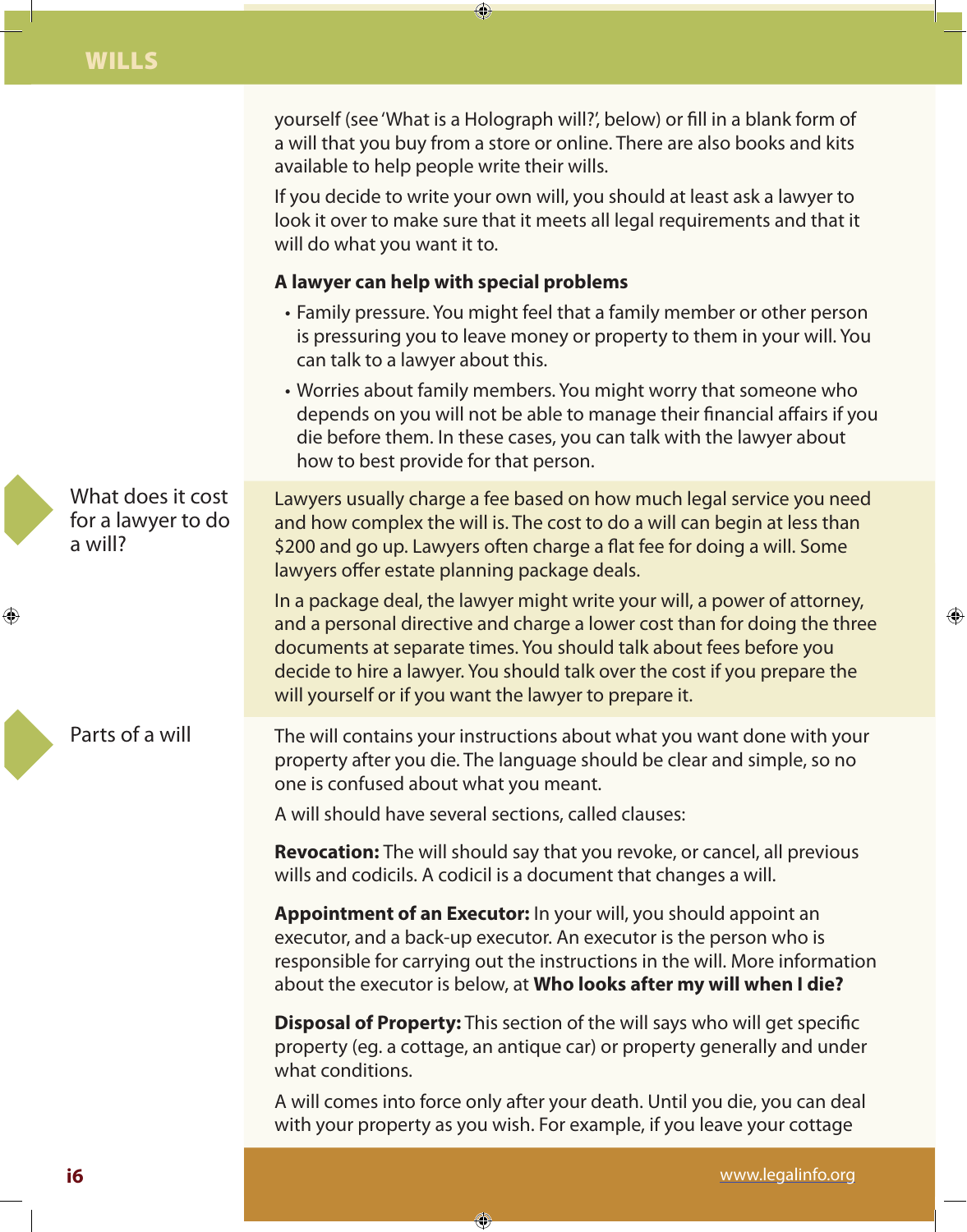yourself (see 'What is a Holograph will?', below) or fill in a blank form of a will that you buy from a store or online. There are also books and kits available to help people write their wills.

If you decide to write your own will, you should at least ask a lawyer to look it over to make sure that it meets all legal requirements and that it will do what you want it to.

**A lawyer can help with special problems**

- Family pressure. You might feel that a family member or other person is pressuring you to leave money or property to them in your will. You can talk to a lawyer about this.
- Worries about family members. You might worry that someone who depends on you will not be able to manage their financial affairs if you die before them. In these cases, you can talk with the lawyer about how to best provide for that person.

## What does it cost for a lawyer to do a will?

Lawyers usually charge a fee based on how much legal service you need and how complex the will is. The cost to do a will can begin at less than $200 and go up. Lawyers often charge a flat fee for doing a will. Some lawyers offer estate planning package deals.

In a package deal, the lawyer might write your will, a power of attorney, and a personal directive and charge a lower cost than for doing the three documents at separate times. You should talk about fees before you decide to hire a lawyer. You should talk over the cost if you prepare the will yourself or if you want the lawyer to prepare it.

## Parts of a will

The will contains your instructions about what you want done with your property after you die. The language should be clear and simple, so no one is confused about what you meant.

A will should have several sections, called clauses:

**Revocation:** The will should say that you revoke, or cancel, all previous wills and codicils. A codicil is a document that changes a will.

**Appointment of an Executor:** In your will, you should appoint an executor, and a back-up executor. An executor is the person who is responsible for carrying out the instructions in the will. More information about the executor is below, at **Who looks after my will when I die?**

**Disposal of Property:** This section of the will says who will get specific property (eg. a cottage, an antique car) or property generally and under what conditions.

A will comes into force only after your death. Until you die, you can deal with your property as you wish. For example, if you leave your cottage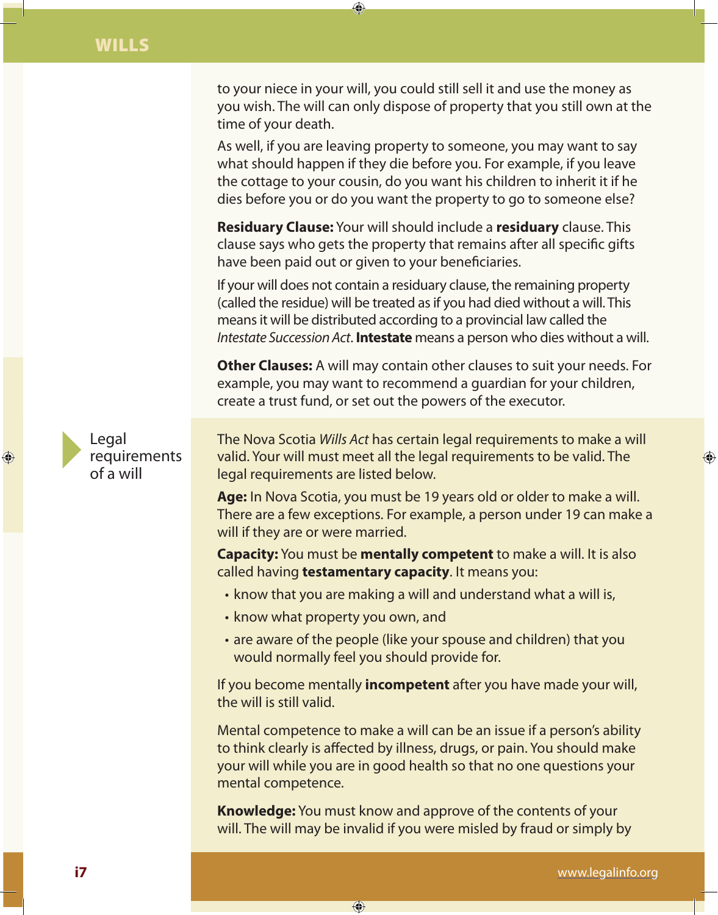to your niece in your will, you could still sell it and use the money as you wish. The will can only dispose of property that you still own at the time of your death.

As well, if you are leaving property to someone, you may want to say what should happen if they die before you. For example, if you leave the cottage to your cousin, do you want his children to inherit it if he dies before you or do you want the property to go to someone else?

**Residuary Clause:** Your will should include a **residuary** clause. This clause says who gets the property that remains after all specific gifts have been paid out or given to your beneficiaries.

If your will does not contain a residuary clause, the remaining property (called the residue) will be treated as if you had died without a will. This means it will be distributed according to a provincial law called the *Intestate Succession Act*. **Intestate** means a person who dies without a will.

**Other Clauses:** A will may contain other clauses to suit your needs. For example, you may want to recommend a guardian for your children, create a trust fund, or set out the powers of the executor.

## Legal requirements of a will

The Nova Scotia *Wills Act* has certain legal requirements to make a will valid. Your will must meet all the legal requirements to be valid. The legal requirements are listed below.

**Age:** In Nova Scotia, you must be 19 years old or older to make a will. There are a few exceptions. For example, a person under 19 can make a will if they are or were married.

**Capacity:** You must be **mentally competent** to make a will. It is also called having **testamentary capacity**. It means you:

- know that you are making a will and understand what a will is,
- know what property you own, and
- are aware of the people (like your spouse and children) that you would normally feel you should provide for.

If you become mentally **incompetent** after you have made your will, the will is still valid.

Mental competence to make a will can be an issue if a person's ability to think clearly is affected by illness, drugs, or pain. You should make your will while you are in good health so that no one questions your mental competence.

**Knowledge:** You must know and approve of the contents of your will. The will may be invalid if you were misled by fraud or simply by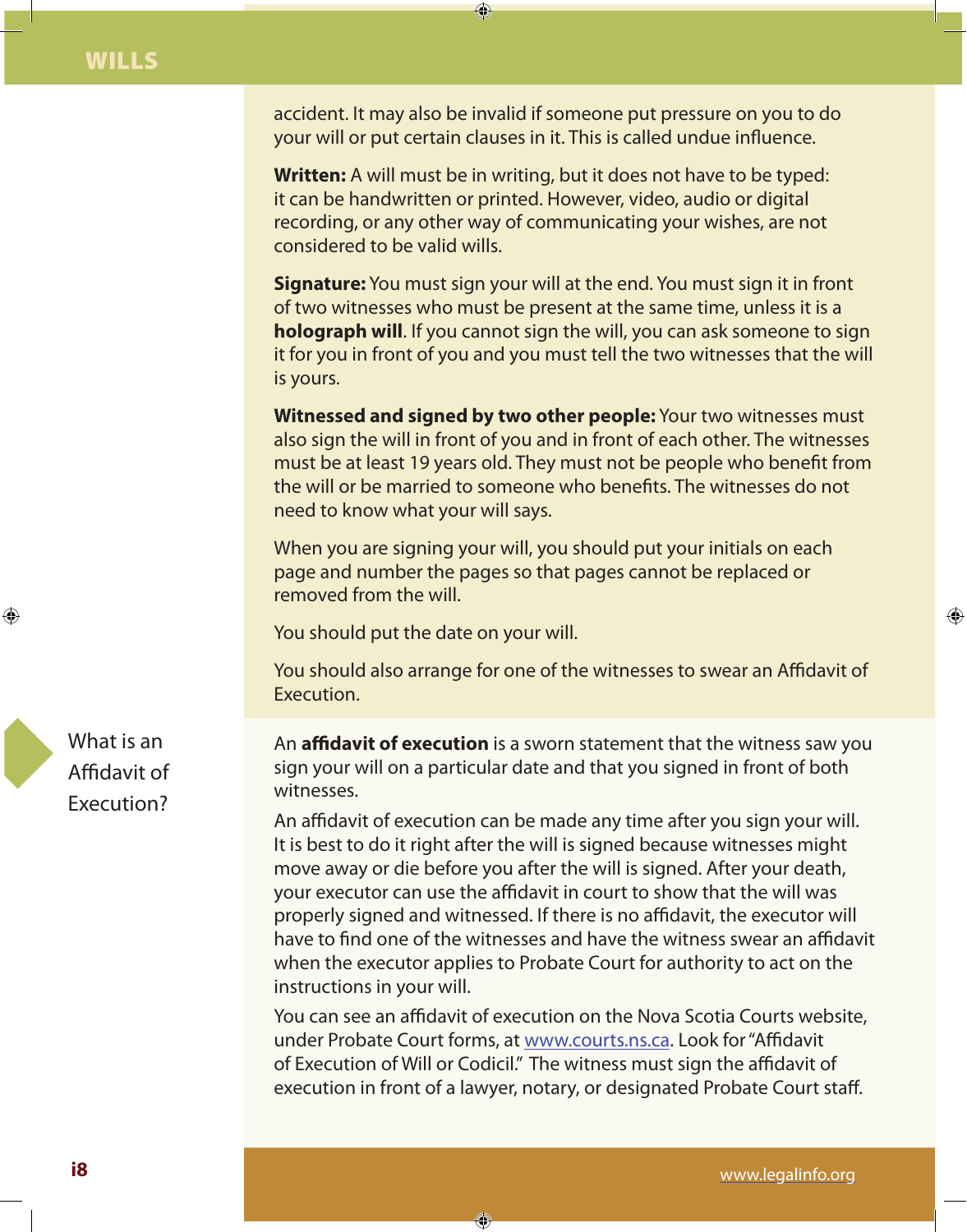accident. It may also be invalid if someone put pressure on you to do your will or put certain clauses in it. This is called undue influence.

**Written:** A will must be in writing, but it does not have to be typed: it can be handwritten or printed. However, video, audio or digital recording, or any other way of communicating your wishes, are not considered to be valid wills.

**Signature:** You must sign your will at the end. You must sign it in front of two witnesses who must be present at the same time, unless it is a **holograph will**. If you cannot sign the will, you can ask someone to sign it for you in front of you and you must tell the two witnesses that the will is yours.

**Witnessed and signed by two other people:** Your two witnesses must also sign the will in front of you and in front of each other. The witnesses must be at least 19 years old. They must not be people who benefit from the will or be married to someone who benefits. The witnesses do not need to know what your will says.

When you are signing your will, you should put your initials on each page and number the pages so that pages cannot be replaced or removed from the will.

You should put the date on your will.

You should also arrange for one of the witnesses to swear an Affidavit of Execution.

## What is an Affidavit of Execution?

An **affidavit of execution** is a sworn statement that the witness saw you sign your will on a particular date and that you signed in front of both witnesses.

An affidavit of execution can be made any time after you sign your will. It is best to do it right after the will is signed because witnesses might move away or die before you after the will is signed. After your death, your executor can use the affidavit in court to show that the will was properly signed and witnessed. If there is no affidavit, the executor will have to find one of the witnesses and have the witness swear an affidavit when the executor applies to Probate Court for authority to act on the instructions in your will.

You can see an affidavit of execution on the Nova Scotia Courts website, under Probate Court forms, at www.courts.ns.ca. Look for "Affidavit of Execution of Will or Codicil." The witness must sign the affidavit of execution in front of a lawyer, notary, or designated Probate Court staff.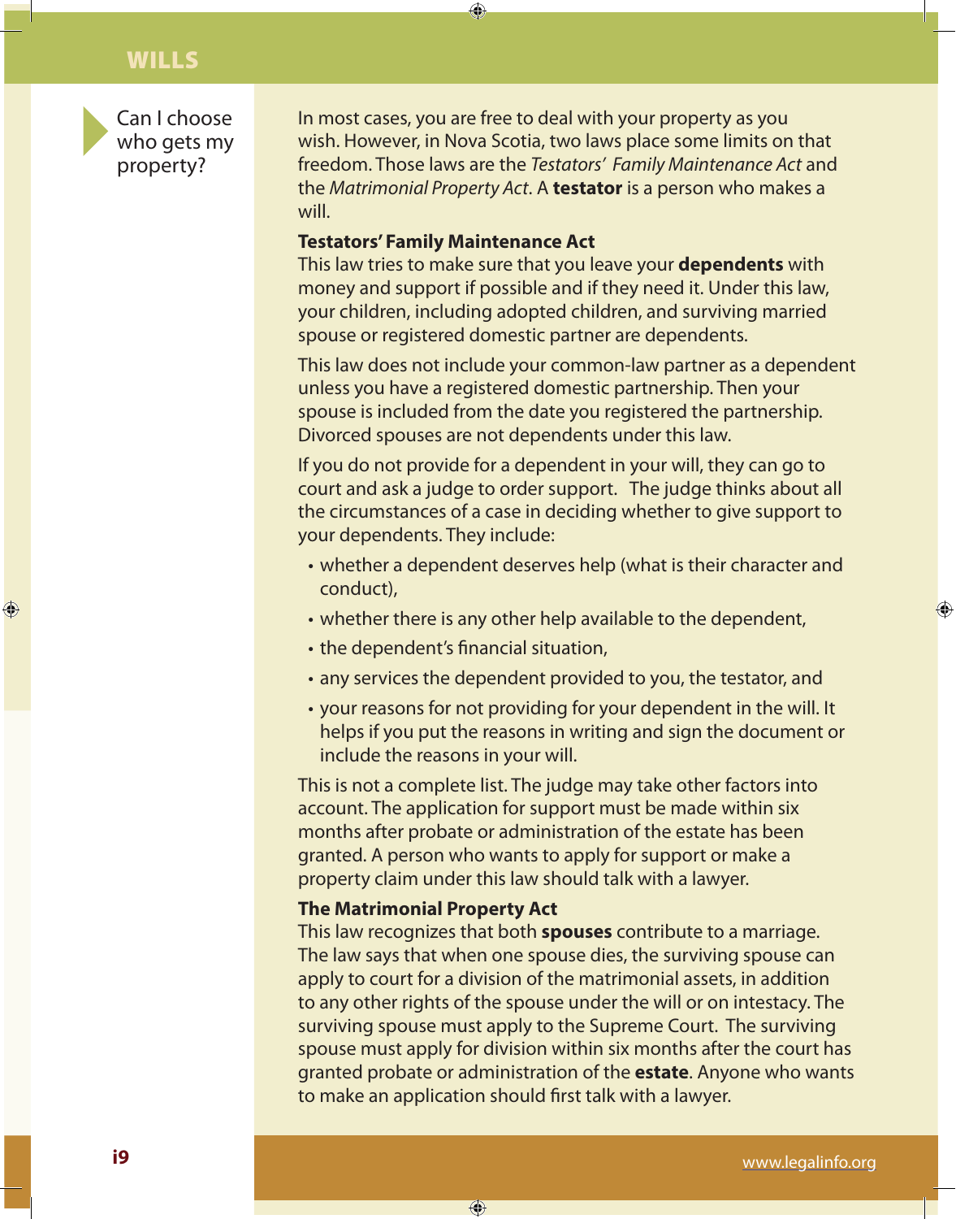## Can I choose who gets my property?

In most cases, you are free to deal with your property as you wish. However, in Nova Scotia, two laws place some limits on that freedom. Those laws are the *Testators' Family Maintenance Act* and the *Matrimonial Property Act*. A **testator** is a person who makes a will.

### Testators' Family Maintenance Act

This law tries to make sure that you leave your **dependents** with money and support if possible and if they need it. Under this law, your children, including adopted children, and surviving married spouse or registered domestic partner are dependents.

This law does not include your common-law partner as a dependent unless you have a registered domestic partnership. Then your spouse is included from the date you registered the partnership. Divorced spouses are not dependents under this law.

If you do not provide for a dependent in your will, they can go to court and ask a judge to order support. The judge thinks about all the circumstances of a case in deciding whether to give support to your dependents. They include:

- whether a dependent deserves help (what is their character and conduct),
- whether there is any other help available to the dependent,
- the dependent's financial situation,
- any services the dependent provided to you, the testator, and
- your reasons for not providing for your dependent in the will. It helps if you put the reasons in writing and sign the document or include the reasons in your will.

This is not a complete list. The judge may take other factors into account. The application for support must be made within six months after probate or administration of the estate has been granted. A person who wants to apply for support or make a property claim under this law should talk with a lawyer.

### The Matrimonial Property Act

This law recognizes that both **spouses** contribute to a marriage. The law says that when one spouse dies, the surviving spouse can apply to court for a division of the matrimonial assets, in addition to any other rights of the spouse under the will or on intestacy. The surviving spouse must apply to the Supreme Court. The surviving spouse must apply for division within six months after the court has granted probate or administration of the **estate**. Anyone who wants to make an application should first talk with a lawyer.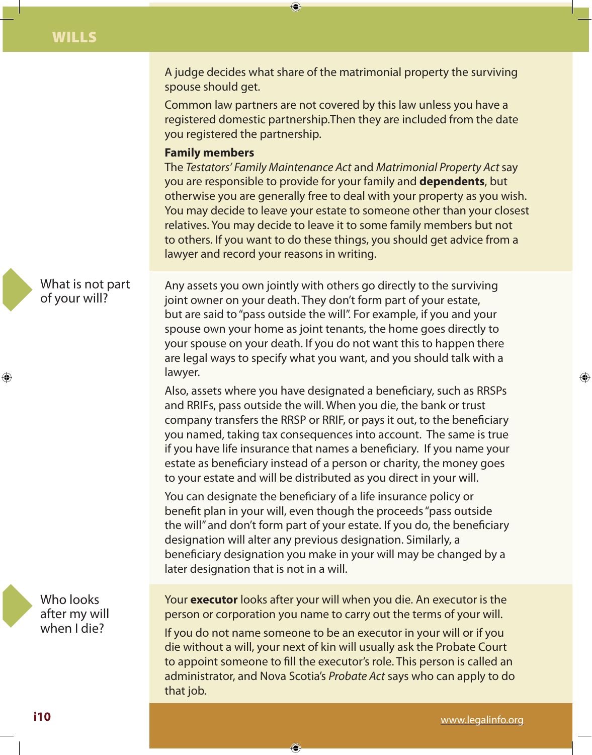A judge decides what share of the matrimonial property the surviving spouse should get.

Common law partners are not covered by this law unless you have a registered domestic partnership.Then they are included from the date you registered the partnership.

**Family members**

The *Testators' Family Maintenance Act* and *Matrimonial Property Act* say you are responsible to provide for your family and **dependents**, but otherwise you are generally free to deal with your property as you wish. You may decide to leave your estate to someone other than your closest relatives. You may decide to leave it to some family members but not to others. If you want to do these things, you should get advice from a lawyer and record your reasons in writing.

## What is not part of your will?

Any assets you own jointly with others go directly to the surviving joint owner on your death. They don't form part of your estate, but are said to "pass outside the will". For example, if you and your spouse own your home as joint tenants, the home goes directly to your spouse on your death. If you do not want this to happen there are legal ways to specify what you want, and you should talk with a lawyer.

Also, assets where you have designated a beneficiary, such as RRSPs and RRIFs, pass outside the will. When you die, the bank or trust company transfers the RRSP or RRIF, or pays it out, to the beneficiary you named, taking tax consequences into account. The same is true if you have life insurance that names a beneficiary. If you name your estate as beneficiary instead of a person or charity, the money goes to your estate and will be distributed as you direct in your will.

You can designate the beneficiary of a life insurance policy or benefit plan in your will, even though the proceeds "pass outside the will" and don't form part of your estate. If you do, the beneficiary designation will alter any previous designation. Similarly, a beneficiary designation you make in your will may be changed by a later designation that is not in a will.

## Who looks after my will when I die?

Your **executor** looks after your will when you die. An executor is the person or corporation you name to carry out the terms of your will.

If you do not name someone to be an executor in your will or if you die without a will, your next of kin will usually ask the Probate Court to appoint someone to fill the executor's role. This person is called an administrator, and Nova Scotia's *Probate Act* says who can apply to do that job.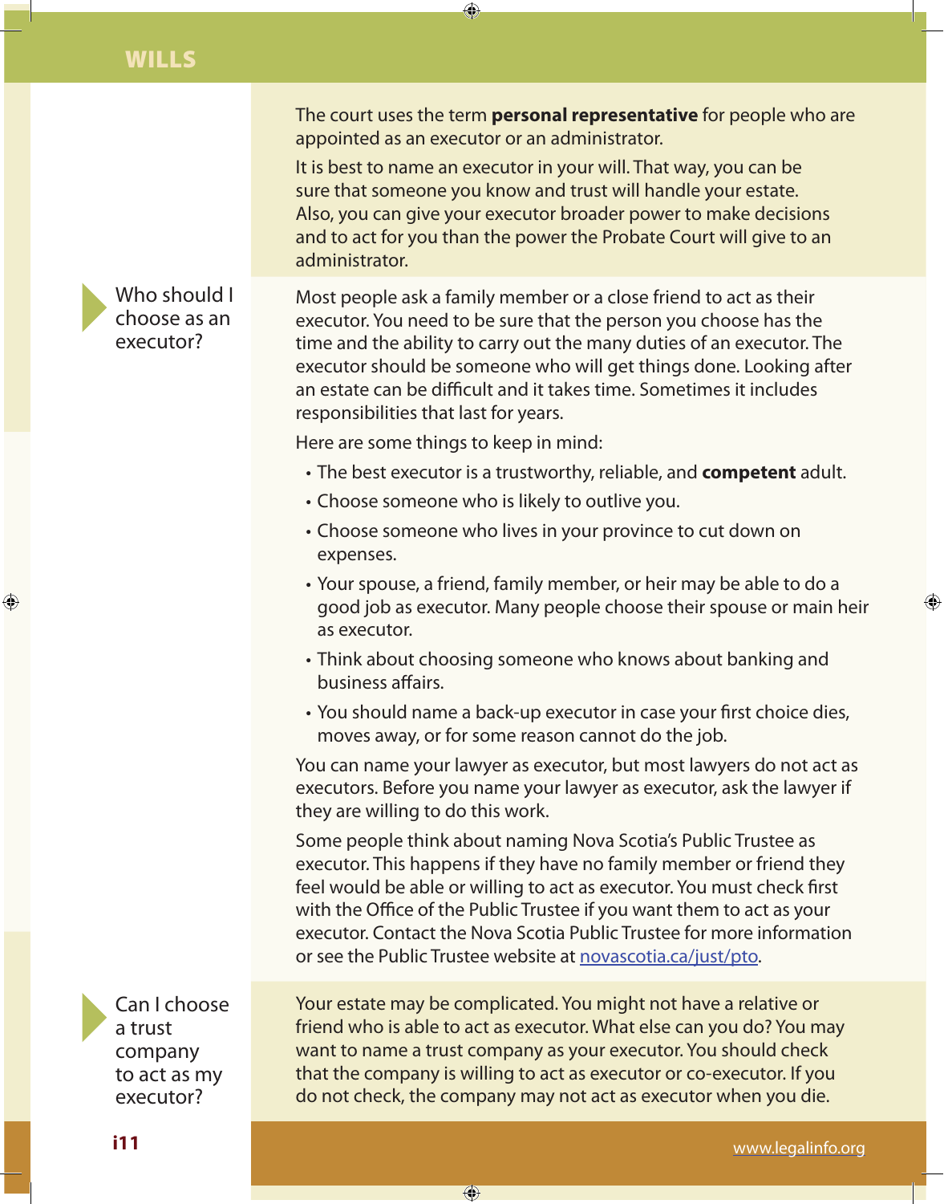The court uses the term **personal representative** for people who are appointed as an executor or an administrator.

It is best to name an executor in your will. That way, you can be sure that someone you know and trust will handle your estate. Also, you can give your executor broader power to make decisions and to act for you than the power the Probate Court will give to an administrator.

## Who should I choose as an executor?

Most people ask a family member or a close friend to act as their executor. You need to be sure that the person you choose has the time and the ability to carry out the many duties of an executor. The executor should be someone who will get things done. Looking after an estate can be difficult and it takes time. Sometimes it includes responsibilities that last for years.

Here are some things to keep in mind:

- The best executor is a trustworthy, reliable, and **competent** adult.
- Choose someone who is likely to outlive you.
- Choose someone who lives in your province to cut down on expenses.
- Your spouse, a friend, family member, or heir may be able to do a good job as executor. Many people choose their spouse or main heir as executor.
- Think about choosing someone who knows about banking and business affairs.
- You should name a back-up executor in case your first choice dies, moves away, or for some reason cannot do the job.

You can name your lawyer as executor, but most lawyers do not act as executors. Before you name your lawyer as executor, ask the lawyer if they are willing to do this work.

Some people think about naming Nova Scotia's Public Trustee as executor. This happens if they have no family member or friend they feel would be able or willing to act as executor. You must check first with the Office of the Public Trustee if you want them to act as your executor. Contact the Nova Scotia Public Trustee for more information or see the Public Trustee website at novascotia.ca/just/pto.

## Can I choose a trust company to act as my executor?

Your estate may be complicated. You might not have a relative or friend who is able to act as executor. What else can you do? You may want to name a trust company as your executor. You should check that the company is willing to act as executor or co-executor. If you do not check, the company may not act as executor when you die.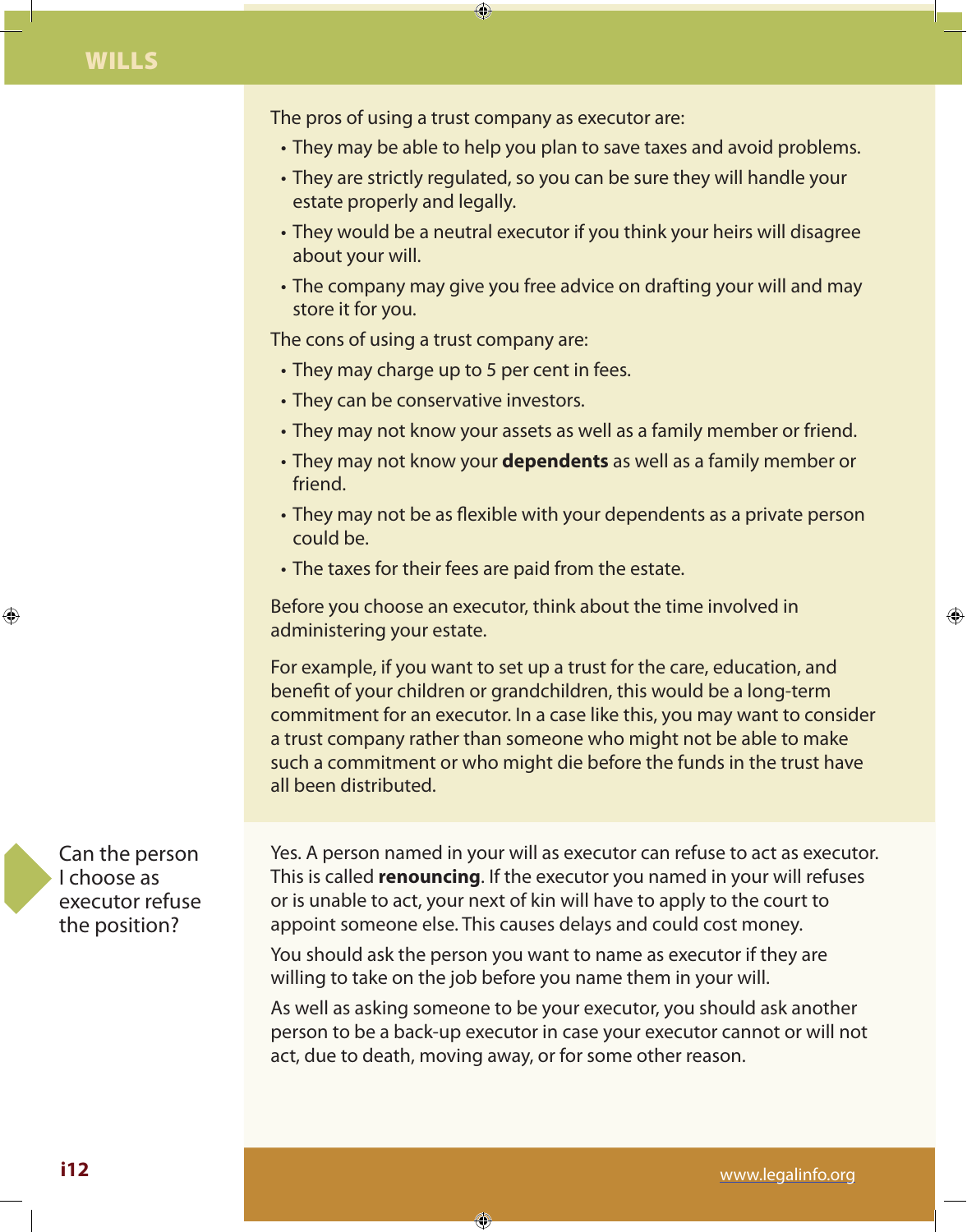The pros of using a trust company as executor are:

- They may be able to help you plan to save taxes and avoid problems.
- They are strictly regulated, so you can be sure they will handle your estate properly and legally.
- They would be a neutral executor if you think your heirs will disagree about your will.
- The company may give you free advice on drafting your will and may store it for you.

The cons of using a trust company are:

- They may charge up to 5 per cent in fees.
- They can be conservative investors.
- They may not know your assets as well as a family member or friend.
- They may not know your **dependents** as well as a family member or friend.
- They may not be as flexible with your dependents as a private person could be.
- The taxes for their fees are paid from the estate.

Before you choose an executor, think about the time involved in administering your estate.

For example, if you want to set up a trust for the care, education, and benefit of your children or grandchildren, this would be a long-term commitment for an executor. In a case like this, you may want to consider a trust company rather than someone who might not be able to make such a commitment or who might die before the funds in the trust have all been distributed.

## Can the person I choose as executor refuse the position?

Yes. A person named in your will as executor can refuse to act as executor. This is called **renouncing**. If the executor you named in your will refuses or is unable to act, your next of kin will have to apply to the court to appoint someone else. This causes delays and could cost money.

You should ask the person you want to name as executor if they are willing to take on the job before you name them in your will.

As well as asking someone to be your executor, you should ask another person to be a back-up executor in case your executor cannot or will not act, due to death, moving away, or for some other reason.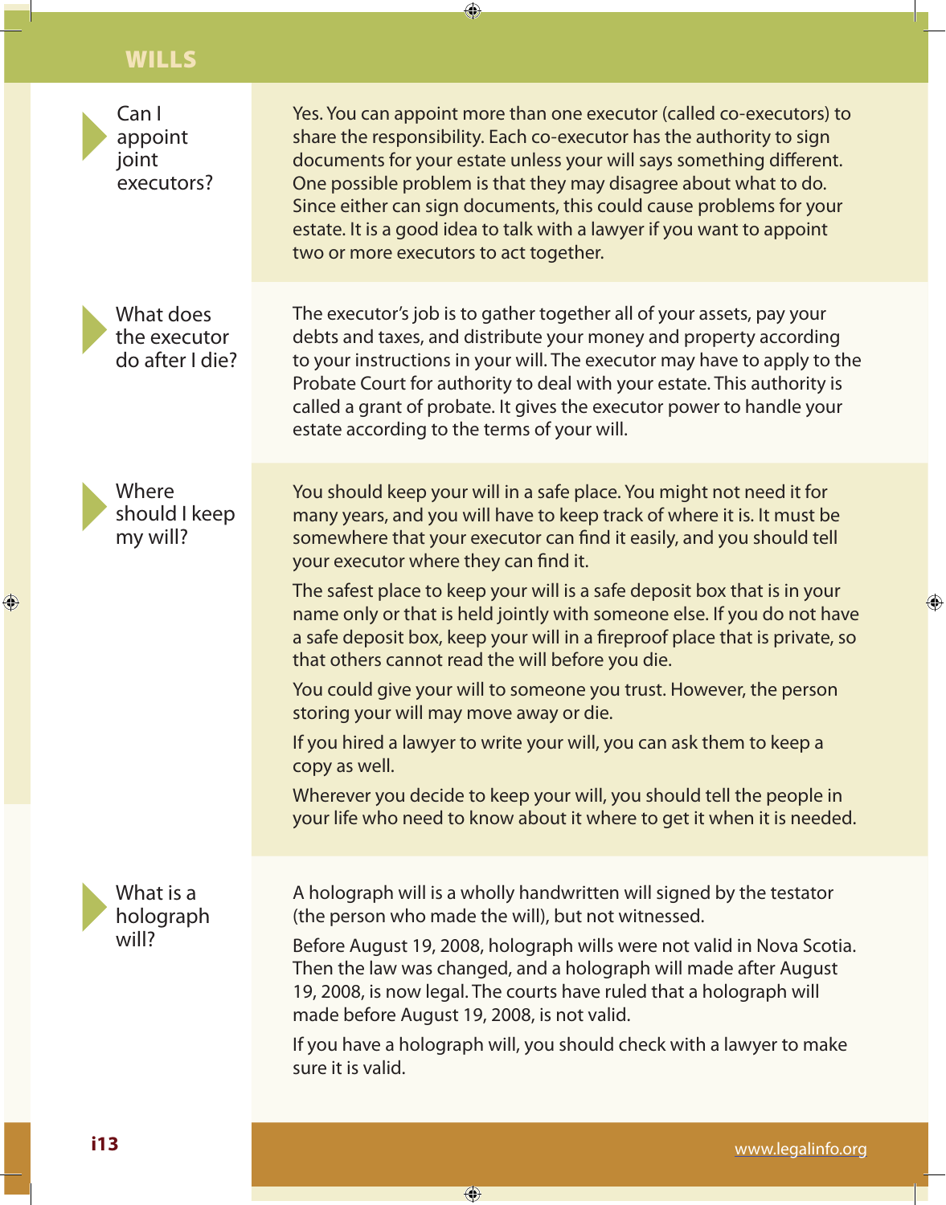## Can I appoint joint executors?

Yes. You can appoint more than one executor (called co-executors) to share the responsibility. Each co-executor has the authority to sign documents for your estate unless your will says something different. One possible problem is that they may disagree about what to do. Since either can sign documents, this could cause problems for your estate. It is a good idea to talk with a lawyer if you want to appoint two or more executors to act together.

## What does the executor do after I die?

The executor's job is to gather together all of your assets, pay your debts and taxes, and distribute your money and property according to your instructions in your will. The executor may have to apply to the Probate Court for authority to deal with your estate. This authority is called a grant of probate. It gives the executor power to handle your estate according to the terms of your will.

## Where should I keep my will?

You should keep your will in a safe place. You might not need it for many years, and you will have to keep track of where it is. It must be somewhere that your executor can find it easily, and you should tell your executor where they can find it.

The safest place to keep your will is a safe deposit box that is in your name only or that is held jointly with someone else. If you do not have a safe deposit box, keep your will in a fireproof place that is private, so that others cannot read the will before you die.

You could give your will to someone you trust. However, the person storing your will may move away or die.

If you hired a lawyer to write your will, you can ask them to keep a copy as well.

Wherever you decide to keep your will, you should tell the people in your life who need to know about it where to get it when it is needed.

## What is a holograph will?

A holograph will is a wholly handwritten will signed by the testator (the person who made the will), but not witnessed.

Before August 19, 2008, holograph wills were not valid in Nova Scotia. Then the law was changed, and a holograph will made after August 19, 2008, is now legal. The courts have ruled that a holograph will made before August 19, 2008, is not valid.

If you have a holograph will, you should check with a lawyer to make sure it is valid.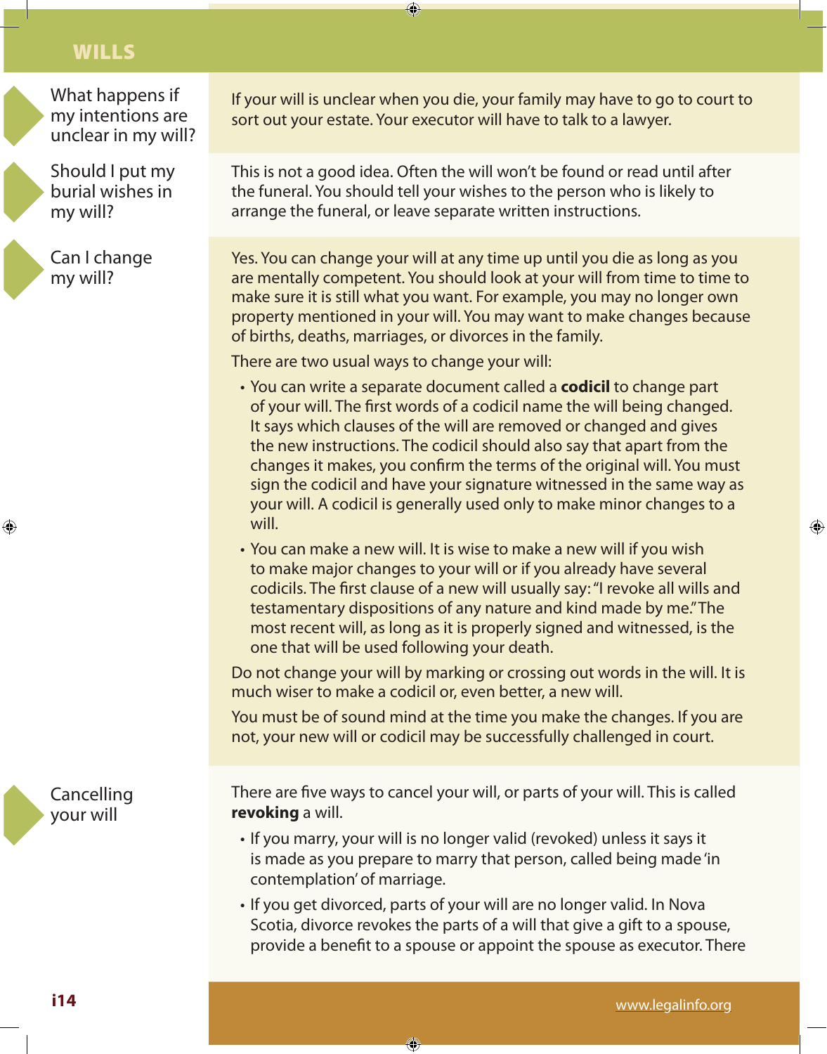## What happens if my intentions are unclear in my will?

If your will is unclear when you die, your family may have to go to court to sort out your estate. Your executor will have to talk to a lawyer.

## Should I put my burial wishes in my will?

This is not a good idea. Often the will won't be found or read until after the funeral. You should tell your wishes to the person who is likely to arrange the funeral, or leave separate written instructions.

## Can I change my will?

Yes. You can change your will at any time up until you die as long as you are mentally competent. You should look at your will from time to time to make sure it is still what you want. For example, you may no longer own property mentioned in your will. You may want to make changes because of births, deaths, marriages, or divorces in the family.

There are two usual ways to change your will:

- You can write a separate document called a **codicil** to change part of your will. The first words of a codicil name the will being changed. It says which clauses of the will are removed or changed and gives the new instructions. The codicil should also say that apart from the changes it makes, you confirm the terms of the original will. You must sign the codicil and have your signature witnessed in the same way as your will. A codicil is generally used only to make minor changes to a will.
- You can make a new will. It is wise to make a new will if you wish to make major changes to your will or if you already have several codicils. The first clause of a new will usually say: "I revoke all wills and testamentary dispositions of any nature and kind made by me." The most recent will, as long as it is properly signed and witnessed, is the one that will be used following your death.

Do not change your will by marking or crossing out words in the will. It is much wiser to make a codicil or, even better, a new will.

You must be of sound mind at the time you make the changes. If you are not, your new will or codicil may be successfully challenged in court.

## Cancelling your will

There are five ways to cancel your will, or parts of your will. This is called **revoking** a will.

- If you marry, your will is no longer valid (revoked) unless it says it is made as you prepare to marry that person, called being made 'in contemplation' of marriage.
- If you get divorced, parts of your will are no longer valid. In Nova Scotia, divorce revokes the parts of a will that give a gift to a spouse, provide a benefit to a spouse or appoint the spouse as executor. There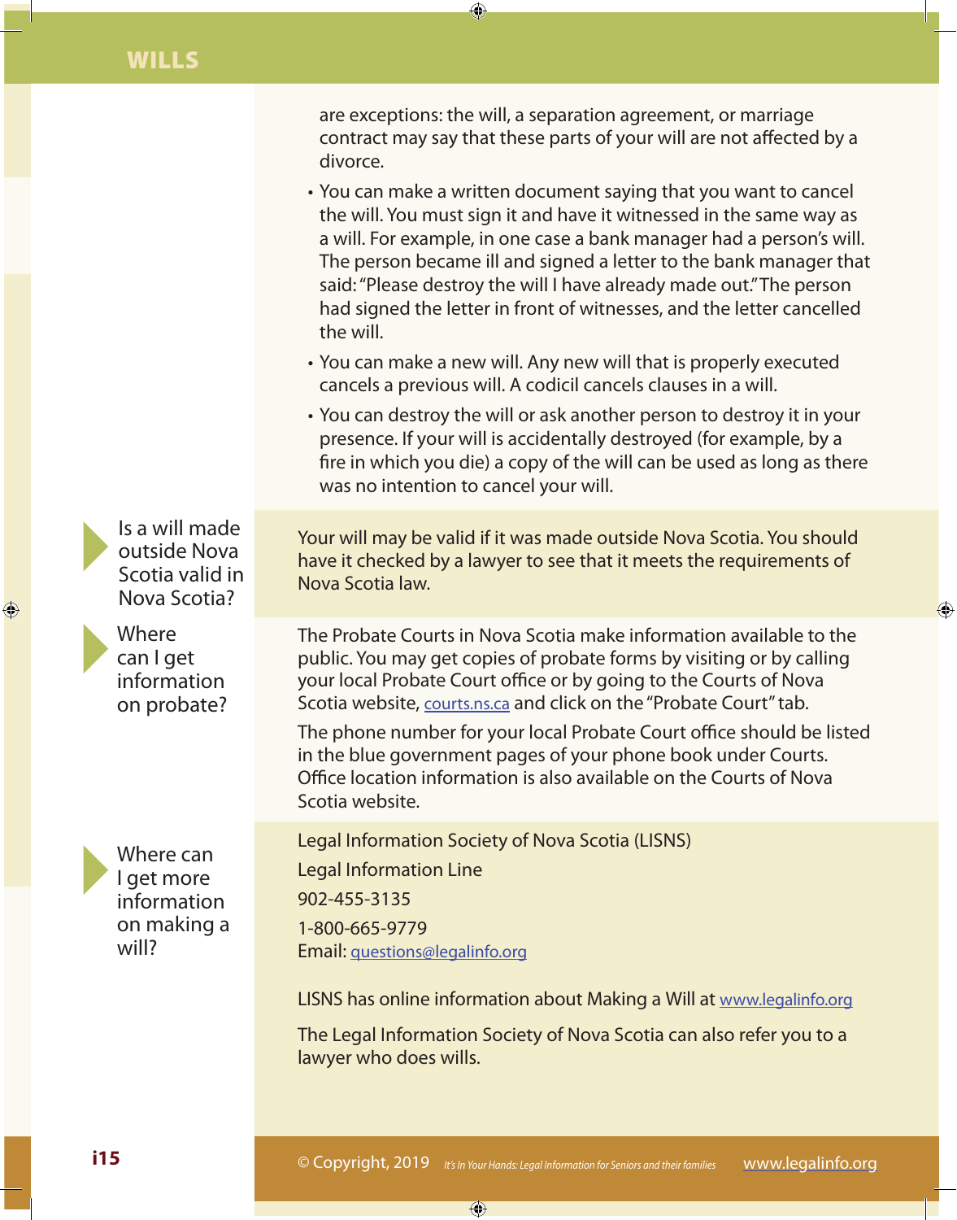are exceptions: the will, a separation agreement, or marriage contract may say that these parts of your will are not affected by a divorce.

- You can make a written document saying that you want to cancel the will. You must sign it and have it witnessed in the same way as a will. For example, in one case a bank manager had a person's will. The person became ill and signed a letter to the bank manager that said: "Please destroy the will I have already made out." The person had signed the letter in front of witnesses, and the letter cancelled the will.
- You can make a new will. Any new will that is properly executed cancels a previous will. A codicil cancels clauses in a will.
- You can destroy the will or ask another person to destroy it in your presence. If your will is accidentally destroyed (for example, by a fire in which you die) a copy of the will can be used as long as there was no intention to cancel your will.

### Is a will made outside Nova Scotia valid in Nova Scotia?

Your will may be valid if it was made outside Nova Scotia. You should have it checked by a lawyer to see that it meets the requirements of Nova Scotia law.

### Where can I get information on probate?

The Probate Courts in Nova Scotia make information available to the public. You may get copies of probate forms by visiting or by calling your local Probate Court office or by going to the Courts of Nova Scotia website, courts.ns.ca and click on the "Probate Court" tab.

The phone number for your local Probate Court office should be listed in the blue government pages of your phone book under Courts. Office location information is also available on the Courts of Nova Scotia website.

### Where can I get more information on making a will?

Legal Information Society of Nova Scotia (LISNS)

Legal Information Line

902-455-3135

1-800-665-9779

Email: questions@legalinfo.org

LISNS has online information about Making a Will at www.legalinfo.org

The Legal Information Society of Nova Scotia can also refer you to a lawyer who does wills.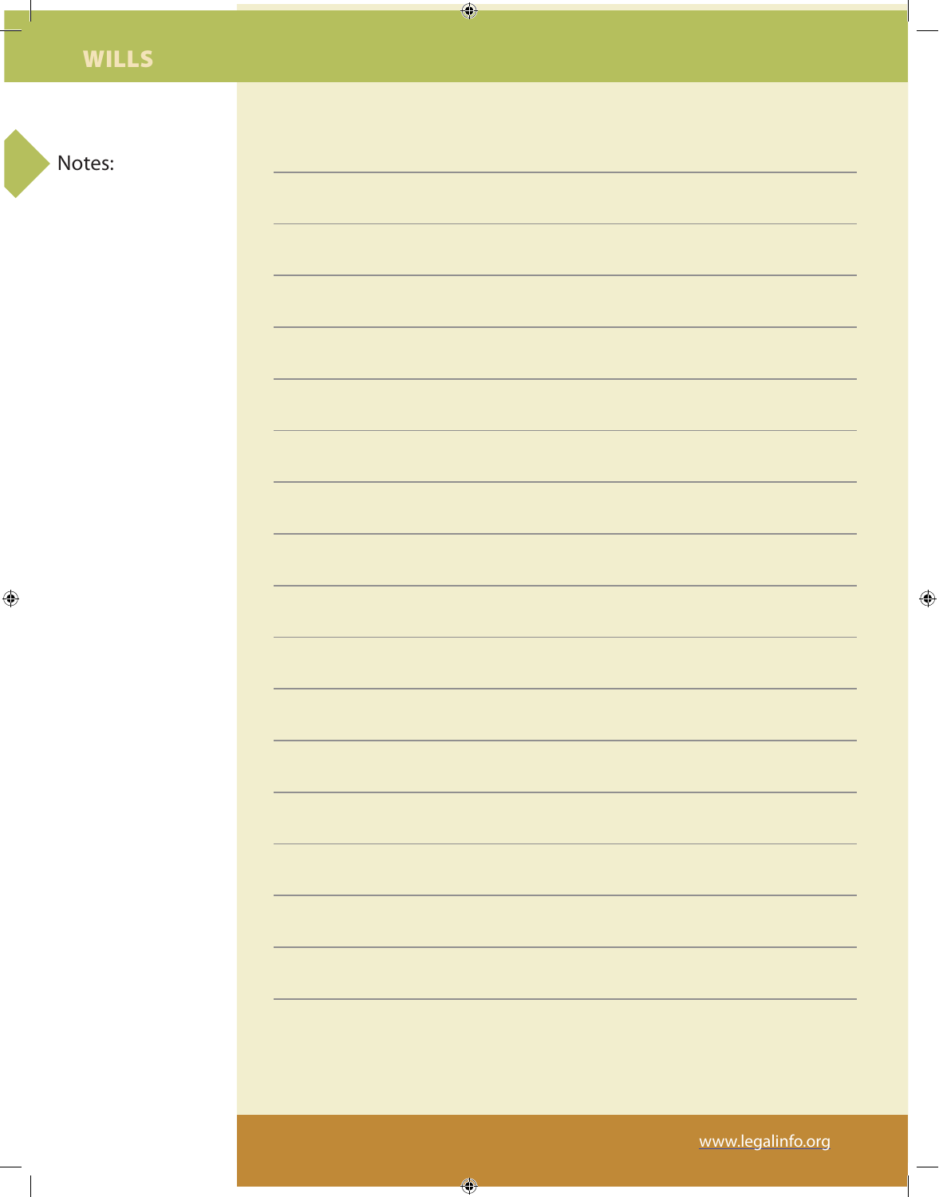Notes: